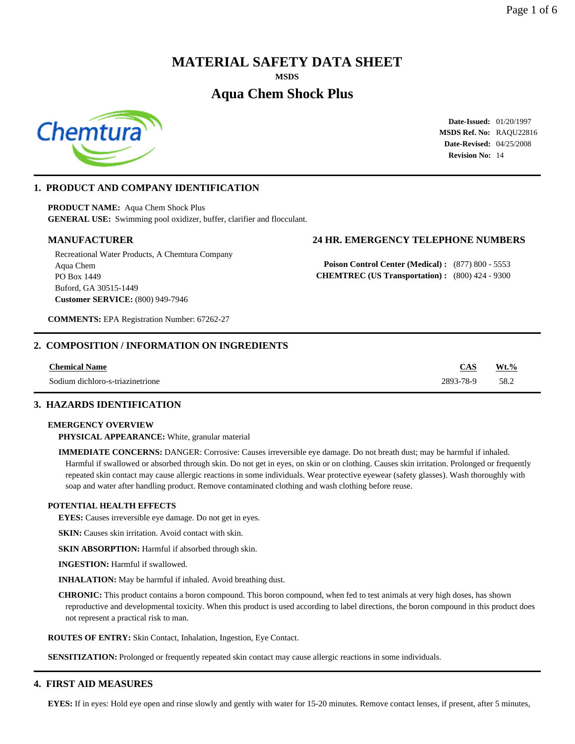# MATERIAL SAFETY DATA SHEET

**MSDS**

## Aqua Chem Shock Plus

**Date-Issued:** 01/20/1997
**MSDS Ref. No:** RAQU22816
**Date-Revised:** 04/25/2008
**Revision No:** 14

## 1. PRODUCT AND COMPANY IDENTIFICATION

**PRODUCT NAME:** Aqua Chem Shock Plus
**GENERAL USE:** Swimming pool oxidizer, buffer, clarifier and flocculant.

### MANUFACTURER

Recreational Water Products, A Chemtura Company
Aqua Chem
PO Box 1449
Buford, GA 30515-1449
**Customer SERVICE:** (800) 949-7946

### 24 HR. EMERGENCY TELEPHONE NUMBERS

**Poison Control Center (Medical) :** (877) 800 - 5553
**CHEMTREC (US Transportation) :** (800) 424 - 9300

**COMMENTS:** EPA Registration Number: 67262-27

## 2. COMPOSITION / INFORMATION ON INGREDIENTS

| Chemical Name | CAS | Wt.% |
|---|---|---|
| Sodium dichloro-s-triazinetrione | 2893-78-9 | 58.2 |

## 3. HAZARDS IDENTIFICATION

### EMERGENCY OVERVIEW

**PHYSICAL APPEARANCE:** White, granular material

**IMMEDIATE CONCERNS:** DANGER: Corrosive: Causes irreversible eye damage. Do not breath dust; may be harmful if inhaled. Harmful if swallowed or absorbed through skin. Do not get in eyes, on skin or on clothing. Causes skin irritation. Prolonged or frequently repeated skin contact may cause allergic reactions in some individuals. Wear protective eyewear (safety glasses). Wash thoroughly with soap and water after handling product. Remove contaminated clothing and wash clothing before reuse.

### POTENTIAL HEALTH EFFECTS

**EYES:** Causes irreversible eye damage. Do not get in eyes.

**SKIN:** Causes skin irritation. Avoid contact with skin.

**SKIN ABSORPTION:** Harmful if absorbed through skin.

**INGESTION:** Harmful if swallowed.

**INHALATION:** May be harmful if inhaled. Avoid breathing dust.

**CHRONIC:** This product contains a boron compound. This boron compound, when fed to test animals at very high doses, has shown reproductive and developmental toxicity. When this product is used according to label directions, the boron compound in this product does not represent a practical risk to man.

**ROUTES OF ENTRY:** Skin Contact, Inhalation, Ingestion, Eye Contact.

**SENSITIZATION:** Prolonged or frequently repeated skin contact may cause allergic reactions in some individuals.

## 4. FIRST AID MEASURES

**EYES:** If in eyes: Hold eye open and rinse slowly and gently with water for 15-20 minutes. Remove contact lenses, if present, after 5 minutes,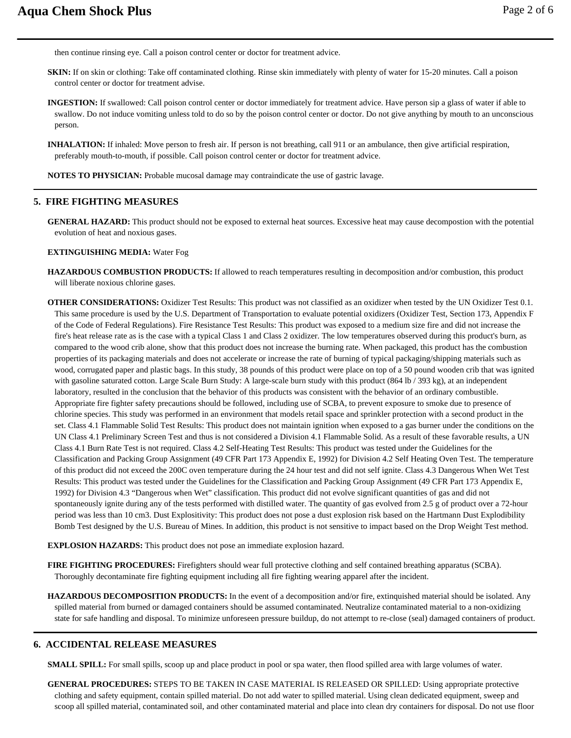then continue rinsing eye. Call a poison control center or doctor for treatment advice.

**SKIN:** If on skin or clothing: Take off contaminated clothing. Rinse skin immediately with plenty of water for 15-20 minutes. Call a poison control center or doctor for treatment advise.

**INGESTION:** If swallowed: Call poison control center or doctor immediately for treatment advice. Have person sip a glass of water if able to swallow. Do not induce vomiting unless told to do so by the poison control center or doctor. Do not give anything by mouth to an unconscious person.

**INHALATION:** If inhaled: Move person to fresh air. If person is not breathing, call 911 or an ambulance, then give artificial respiration, preferably mouth-to-mouth, if possible. Call poison control center or doctor for treatment advice.

**NOTES TO PHYSICIAN:** Probable mucosal damage may contraindicate the use of gastric lavage.

## 5. FIRE FIGHTING MEASURES

**GENERAL HAZARD:** This product should not be exposed to external heat sources. Excessive heat may cause decompostion with the potential evolution of heat and noxious gases.

**EXTINGUISHING MEDIA:** Water Fog

**HAZARDOUS COMBUSTION PRODUCTS:** If allowed to reach temperatures resulting in decomposition and/or combustion, this product will liberate noxious chlorine gases.

**OTHER CONSIDERATIONS:** Oxidizer Test Results: This product was not classified as an oxidizer when tested by the UN Oxidizer Test 0.1. This same procedure is used by the U.S. Department of Transportation to evaluate potential oxidizers (Oxidizer Test, Section 173, Appendix F of the Code of Federal Regulations). Fire Resistance Test Results: This product was exposed to a medium size fire and did not increase the fire's heat release rate as is the case with a typical Class 1 and Class 2 oxidizer. The low temperatures observed during this product's burn, as compared to the wood crib alone, show that this product does not increase the burning rate. When packaged, this product has the combustion properties of its packaging materials and does not accelerate or increase the rate of burning of typical packaging/shipping materials such as wood, corrugated paper and plastic bags. In this study, 38 pounds of this product were place on top of a 50 pound wooden crib that was ignited with gasoline saturated cotton. Large Scale Burn Study: A large-scale burn study with this product (864 lb / 393 kg), at an independent laboratory, resulted in the conclusion that the behavior of this products was consistent with the behavior of an ordinary combustible. Appropriate fire fighter safety precautions should be followed, including use of SCBA, to prevent exposure to smoke due to presence of chlorine species. This study was performed in an environment that models retail space and sprinkler protection with a second product in the set. Class 4.1 Flammable Solid Test Results: This product does not maintain ignition when exposed to a gas burner under the conditions on the UN Class 4.1 Preliminary Screen Test and thus is not considered a Division 4.1 Flammable Solid. As a result of these favorable results, a UN Class 4.1 Burn Rate Test is not required. Class 4.2 Self-Heating Test Results: This product was tested under the Guidelines for the Classification and Packing Group Assignment (49 CFR Part 173 Appendix E, 1992) for Division 4.2 Self Heating Oven Test. The temperature of this product did not exceed the 200C oven temperature during the 24 hour test and did not self ignite. Class 4.3 Dangerous When Wet Test Results: This product was tested under the Guidelines for the Classification and Packing Group Assignment (49 CFR Part 173 Appendix E, 1992) for Division 4.3 "Dangerous when Wet" classification. This product did not evolve significant quantities of gas and did not spontaneously ignite during any of the tests performed with distilled water. The quantity of gas evolved from 2.5 g of product over a 72-hour period was less than 10 cm3. Dust Explositivity: This product does not pose a dust explosion risk based on the Hartmann Dust Explodibility Bomb Test designed by the U.S. Bureau of Mines. In addition, this product is not sensitive to impact based on the Drop Weight Test method.

**EXPLOSION HAZARDS:** This product does not pose an immediate explosion hazard.

**FIRE FIGHTING PROCEDURES:** Firefighters should wear full protective clothing and self contained breathing apparatus (SCBA). Thoroughly decontaminate fire fighting equipment including all fire fighting wearing apparel after the incident.

**HAZARDOUS DECOMPOSITION PRODUCTS:** In the event of a decomposition and/or fire, extinquished material should be isolated. Any spilled material from burned or damaged containers should be assumed contaminated. Neutralize contaminated material to a non-oxidizing state for safe handling and disposal. To minimize unforeseen pressure buildup, do not attempt to re-close (seal) damaged containers of product.

## 6. ACCIDENTAL RELEASE MEASURES

**SMALL SPILL:** For small spills, scoop up and place product in pool or spa water, then flood spilled area with large volumes of water.

**GENERAL PROCEDURES:** STEPS TO BE TAKEN IN CASE MATERIAL IS RELEASED OR SPILLED: Using appropriate protective clothing and safety equipment, contain spilled material. Do not add water to spilled material. Using clean dedicated equipment, sweep and scoop all spilled material, contaminated soil, and other contaminated material and place into clean dry containers for disposal. Do not use floor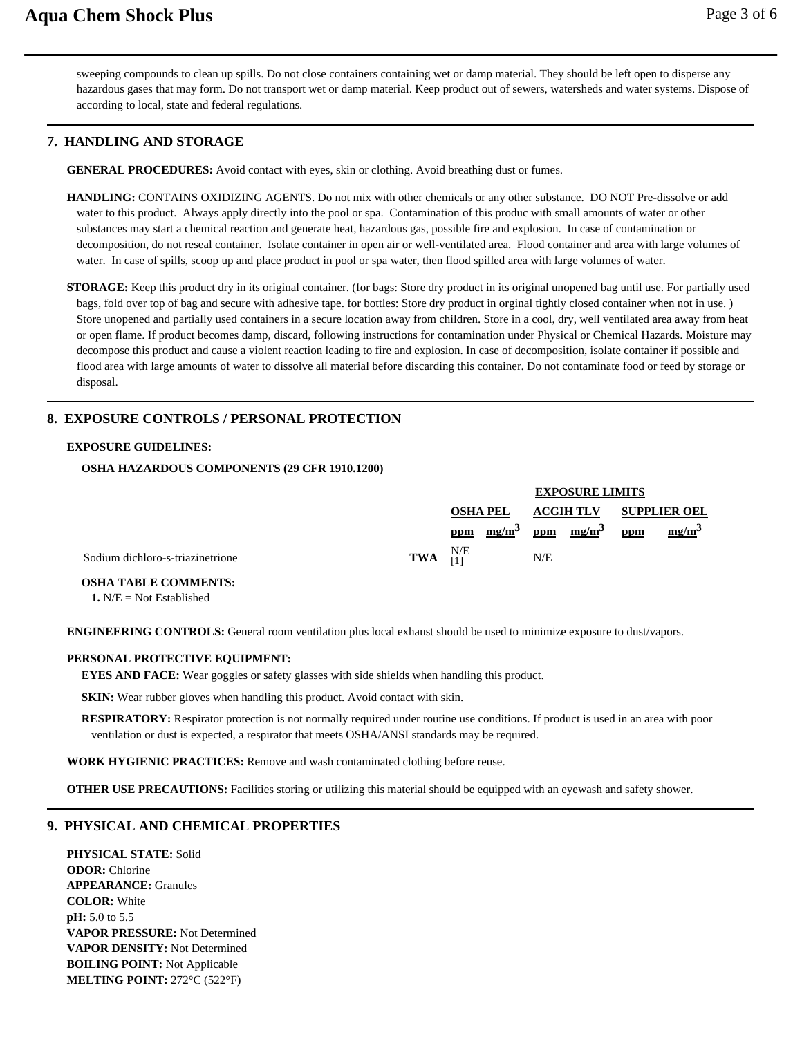sweeping compounds to clean up spills. Do not close containers containing wet or damp material. They should be left open to disperse any hazardous gases that may form. Do not transport wet or damp material. Keep product out of sewers, watersheds and water systems. Dispose of according to local, state and federal regulations.

## 7. HANDLING AND STORAGE

**GENERAL PROCEDURES:** Avoid contact with eyes, skin or clothing. Avoid breathing dust or fumes.

**HANDLING:** CONTAINS OXIDIZING AGENTS. Do not mix with other chemicals or any other substance. DO NOT Pre-dissolve or add water to this product. Always apply directly into the pool or spa. Contamination of this produc with small amounts of water or other substances may start a chemical reaction and generate heat, hazardous gas, possible fire and explosion. In case of contamination or decomposition, do not reseal container. Isolate container in open air or well-ventilated area. Flood container and area with large volumes of water. In case of spills, scoop up and place product in pool or spa water, then flood spilled area with large volumes of water.

**STORAGE:** Keep this product dry in its original container. (for bags: Store dry product in its original unopened bag until use. For partially used bags, fold over top of bag and secure with adhesive tape. for bottles: Store dry product in orginal tightly closed container when not in use. ) Store unopened and partially used containers in a secure location away from children. Store in a cool, dry, well ventilated area away from heat or open flame. If product becomes damp, discard, following instructions for contamination under Physical or Chemical Hazards. Moisture may decompose this product and cause a violent reaction leading to fire and explosion. In case of decomposition, isolate container if possible and flood area with large amounts of water to dissolve all material before discarding this container. Do not contaminate food or feed by storage or disposal.

## 8. EXPOSURE CONTROLS / PERSONAL PROTECTION

**EXPOSURE GUIDELINES:**

**OSHA HAZARDOUS COMPONENTS (29 CFR 1910.1200)**

| | | EXPOSURE LIMITS | | | | | |
|---|---|---|---|---|---|---|---|
| | | OSHA PEL | | ACGIH TLV | | SUPPLIER OEL | |
| | | ppm | $mg/m^3$ | ppm | $mg/m^3$ | ppm | $mg/m^3$ |
| Sodium dichloro-s-triazinetrione | TWA | N/E [1] | | N/E | | | |

**OSHA TABLE COMMENTS:**

1. N/E = Not Established

**ENGINEERING CONTROLS:** General room ventilation plus local exhaust should be used to minimize exposure to dust/vapors.

**PERSONAL PROTECTIVE EQUIPMENT:**

**EYES AND FACE:** Wear goggles or safety glasses with side shields when handling this product.

**SKIN:** Wear rubber gloves when handling this product. Avoid contact with skin.

**RESPIRATORY:** Respirator protection is not normally required under routine use conditions. If product is used in an area with poor ventilation or dust is expected, a respirator that meets OSHA/ANSI standards may be required.

**WORK HYGIENIC PRACTICES:** Remove and wash contaminated clothing before reuse.

**OTHER USE PRECAUTIONS:** Facilities storing or utilizing this material should be equipped with an eyewash and safety shower.

## 9. PHYSICAL AND CHEMICAL PROPERTIES

**PHYSICAL STATE:** Solid
**ODOR:** Chlorine
**APPEARANCE:** Granules
**COLOR:** White
**pH:** 5.0 to 5.5
**VAPOR PRESSURE:** Not Determined
**VAPOR DENSITY:** Not Determined
**BOILING POINT:** Not Applicable
**MELTING POINT:** 272°C (522°F)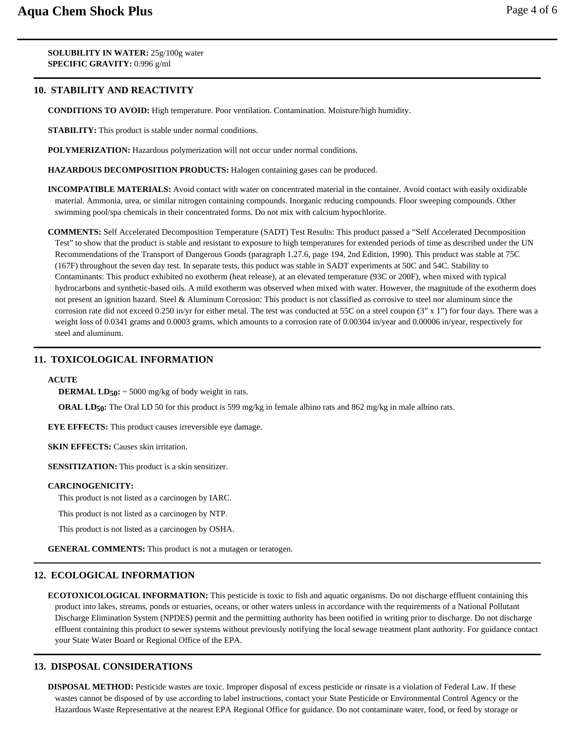**SOLUBILITY IN WATER:** 25g/100g water
**SPECIFIC GRAVITY:** 0.996 g/ml

## 10. STABILITY AND REACTIVITY

**CONDITIONS TO AVOID:** High temperature. Poor ventilation. Contamination. Moisture/high humidity.

**STABILITY:** This product is stable under normal conditions.

**POLYMERIZATION:** Hazardous polymerization will not occur under normal conditions.

**HAZARDOUS DECOMPOSITION PRODUCTS:** Halogen containing gases can be produced.

**INCOMPATIBLE MATERIALS:** Avoid contact with water on concentrated material in the container. Avoid contact with easily oxidizable material. Ammonia, urea, or similar nitrogen containing compounds. Inorganic reducing compounds. Floor sweeping compounds. Other swimming pool/spa chemicals in their concentrated forms. Do not mix with calcium hypochlorite.

**COMMENTS:** Self Accelerated Decomposition Temperature (SADT) Test Results: This product passed a "Self Accelerated Decomposition Test" to show that the product is stable and resistant to exposure to high temperatures for extended periods of time as described under the UN Recommendations of the Transport of Dangerous Goods (paragraph 1.27.6, page 194, 2nd Edition, 1990). This product was stable at 75C (167F) throughout the seven day test. In separate tests, this poduct was stable in SADT experiments at 50C and 54C. Stability to Contaminants: This product exhibited no exotherm (heat release), at an elevated temperature (93C or 200F), when mixed with typical hydrocarbons and synthetic-based oils. A mild exotherm was observed when mixed with water. However, the magnitude of the exotherm does not present an ignition hazard. Steel & Aluminum Corrosion: This product is not classified as corrosive to steel nor aluminum since the corrosion rate did not exceed 0.250 in/yr for either metal. The test was conducted at 55C on a steel coupon (3" x 1") for four days. There was a weight loss of 0.0341 grams and 0.0003 grams, which amounts to a corrosion rate of 0.00304 in/year and 0.00006 in/year, respectively for steel and aluminum.

## 11. TOXICOLOGICAL INFORMATION

**ACUTE**

**DERMAL $LD_{50}$:** ~ 5000 mg/kg of body weight in rats.

**ORAL $LD_{50}$:** The Oral LD 50 for this product is 599 mg/kg in female albino rats and 862 mg/kg in male albino rats.

**EYE EFFECTS:** This product causes irreversible eye damage.

**SKIN EFFECTS:** Causes skin irritation.

**SENSITIZATION:** This product is a skin sensitizer.

**CARCINOGENICITY:**

This product is not listed as a carcinogen by IARC.

This product is not listed as a carcinogen by NTP.

This product is not listed as a carcinogen by OSHA.

**GENERAL COMMENTS:** This product is not a mutagen or teratogen.

## 12. ECOLOGICAL INFORMATION

**ECOTOXICOLOGICAL INFORMATION:** This pesticide is toxic to fish and aquatic organisms. Do not discharge effluent containing this product into lakes, streams, ponds or estuaries, oceans, or other waters unless in accordance with the requirements of a National Pollutant Discharge Elimination System (NPDES) permit and the permitting authority has been notified in writing prior to discharge. Do not discharge effluent containing this product to sewer systems without previously notifying the local sewage treatment plant authority. For guidance contact your State Water Board or Regional Office of the EPA.

## 13. DISPOSAL CONSIDERATIONS

**DISPOSAL METHOD:** Pesticide wastes are toxic. Improper disposal of excess pesticide or rinsate is a violation of Federal Law. If these wastes cannot be disposed of by use according to label instructions, contact your State Pesticide or Environmental Control Agency or the Hazardous Waste Representative at the nearest EPA Regional Office for guidance. Do not contaminate water, food, or feed by storage or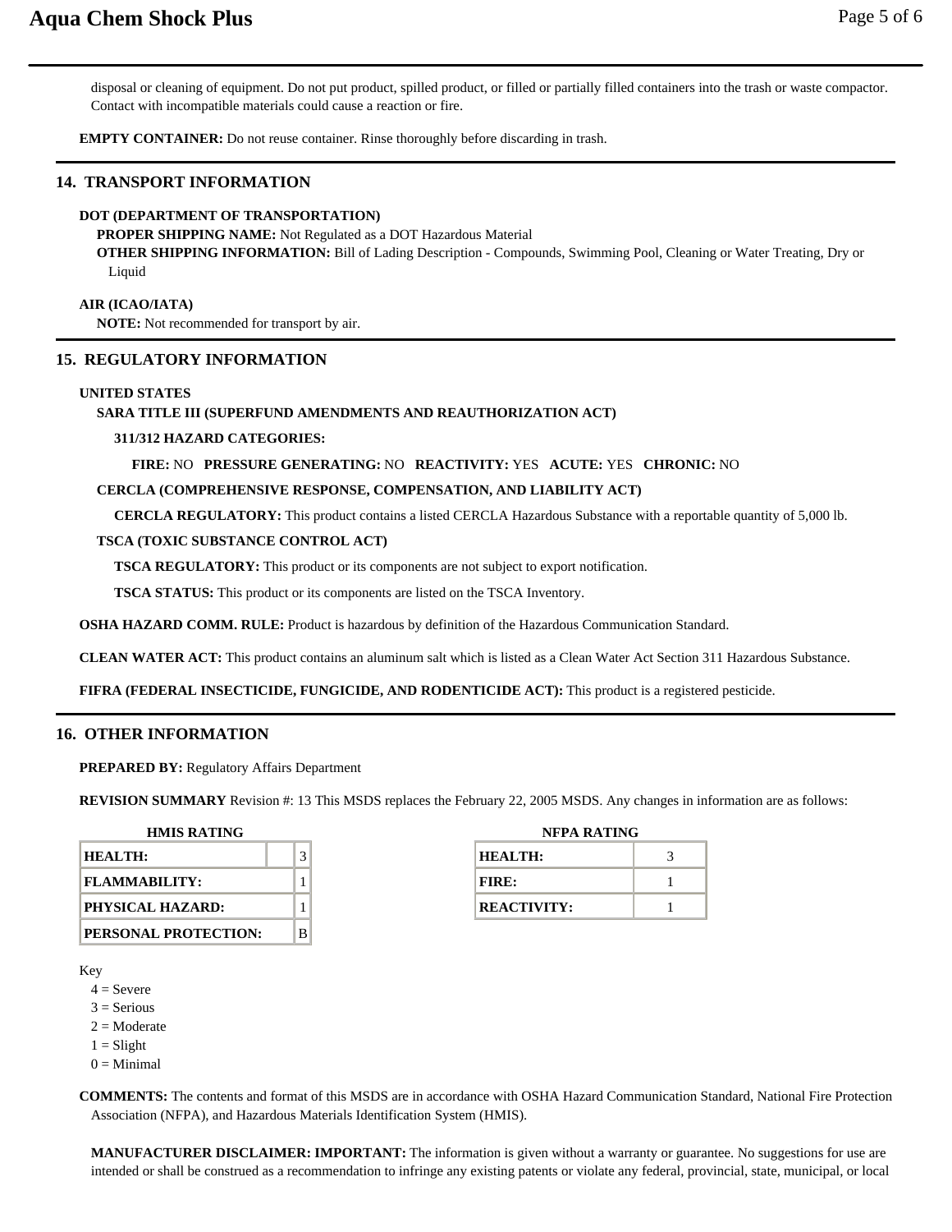disposal or cleaning of equipment. Do not put product, spilled product, or filled or partially filled containers into the trash or waste compactor. Contact with incompatible materials could cause a reaction or fire.

**EMPTY CONTAINER:** Do not reuse container. Rinse thoroughly before discarding in trash.

## 14. TRANSPORT INFORMATION

**DOT (DEPARTMENT OF TRANSPORTATION)**

**PROPER SHIPPING NAME:** Not Regulated as a DOT Hazardous Material

**OTHER SHIPPING INFORMATION:** Bill of Lading Description - Compounds, Swimming Pool, Cleaning or Water Treating, Dry or Liquid

**AIR (ICAO/IATA)**

**NOTE:** Not recommended for transport by air.

## 15. REGULATORY INFORMATION

**UNITED STATES**

**SARA TITLE III (SUPERFUND AMENDMENTS AND REAUTHORIZATION ACT)**

**311/312 HAZARD CATEGORIES:**

**FIRE:** NO **PRESSURE GENERATING:** NO **REACTIVITY:** YES **ACUTE:** YES **CHRONIC:** NO

**CERCLA (COMPREHENSIVE RESPONSE, COMPENSATION, AND LIABILITY ACT)**

**CERCLA REGULATORY:** This product contains a listed CERCLA Hazardous Substance with a reportable quantity of 5,000 lb.

**TSCA (TOXIC SUBSTANCE CONTROL ACT)**

**TSCA REGULATORY:** This product or its components are not subject to export notification.

**TSCA STATUS:** This product or its components are listed on the TSCA Inventory.

**OSHA HAZARD COMM. RULE:** Product is hazardous by definition of the Hazardous Communication Standard.

**CLEAN WATER ACT:** This product contains an aluminum salt which is listed as a Clean Water Act Section 311 Hazardous Substance.

**FIFRA (FEDERAL INSECTICIDE, FUNGICIDE, AND RODENTICIDE ACT):** This product is a registered pesticide.

## 16. OTHER INFORMATION

**PREPARED BY:** Regulatory Affairs Department

**REVISION SUMMARY** Revision #: 13 This MSDS replaces the February 22, 2005 MSDS. Any changes in information are as follows:

**HMIS RATING**

| | |
|---|---|
| **HEALTH:** | 3 |
| **FLAMMABILITY:** | 1 |
| **PHYSICAL HAZARD:** | 1 |
| **PERSONAL PROTECTION:** | B |

**NFPA RATING**

| | |
|---|---|
| **HEALTH:** | 3 |
| **FIRE:** | 1 |
| **REACTIVITY:** | 1 |

Key
- 4 = Severe
- 3 = Serious
- 2 = Moderate
- 1 = Slight
- 0 = Minimal

**COMMENTS:** The contents and format of this MSDS are in accordance with OSHA Hazard Communication Standard, National Fire Protection Association (NFPA), and Hazardous Materials Identification System (HMIS).

**MANUFACTURER DISCLAIMER: IMPORTANT:** The information is given without a warranty or guarantee. No suggestions for use are intended or shall be construed as a recommendation to infringe any existing patents or violate any federal, provincial, state, municipal, or local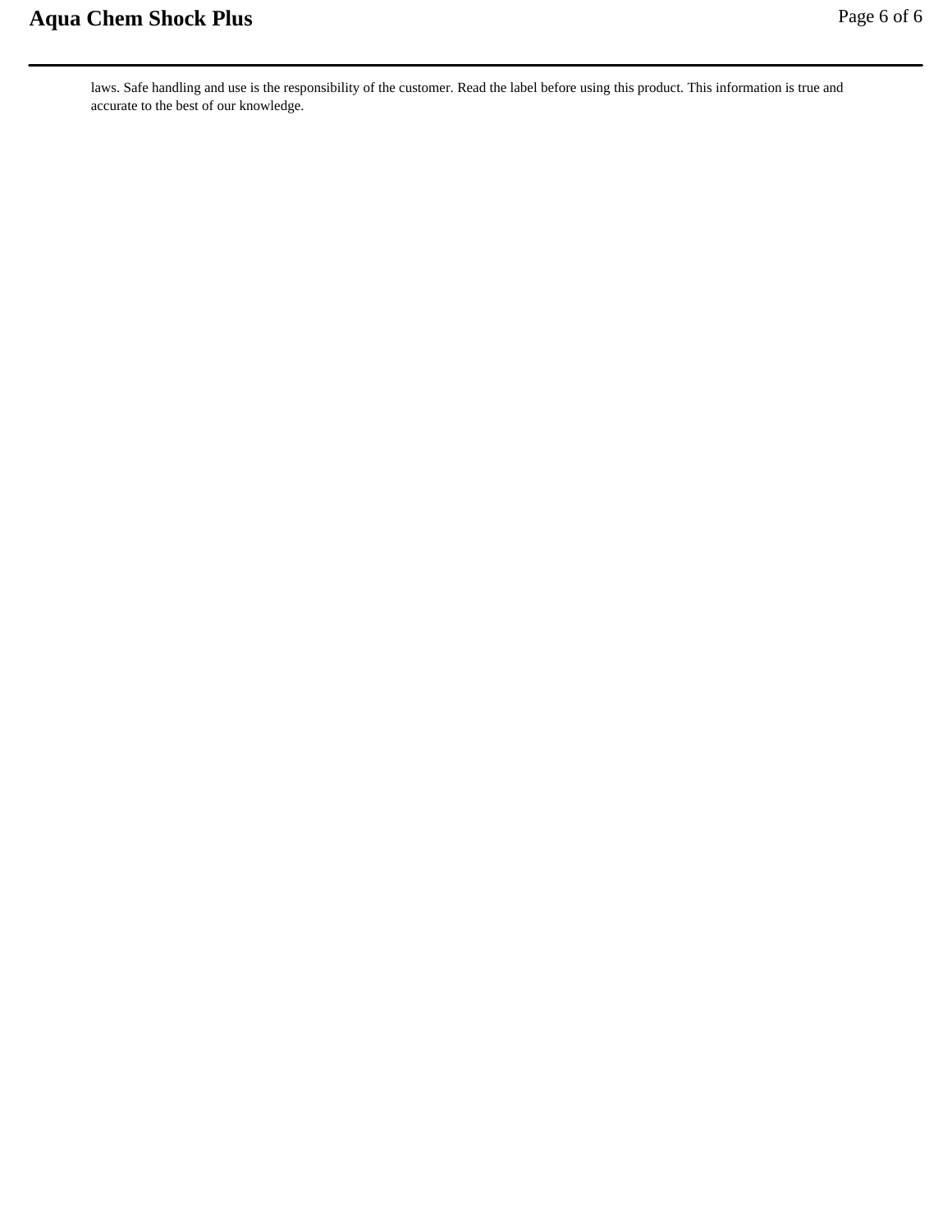laws. Safe handling and use is the responsibility of the customer. Read the label before using this product. This information is true and accurate to the best of our knowledge.